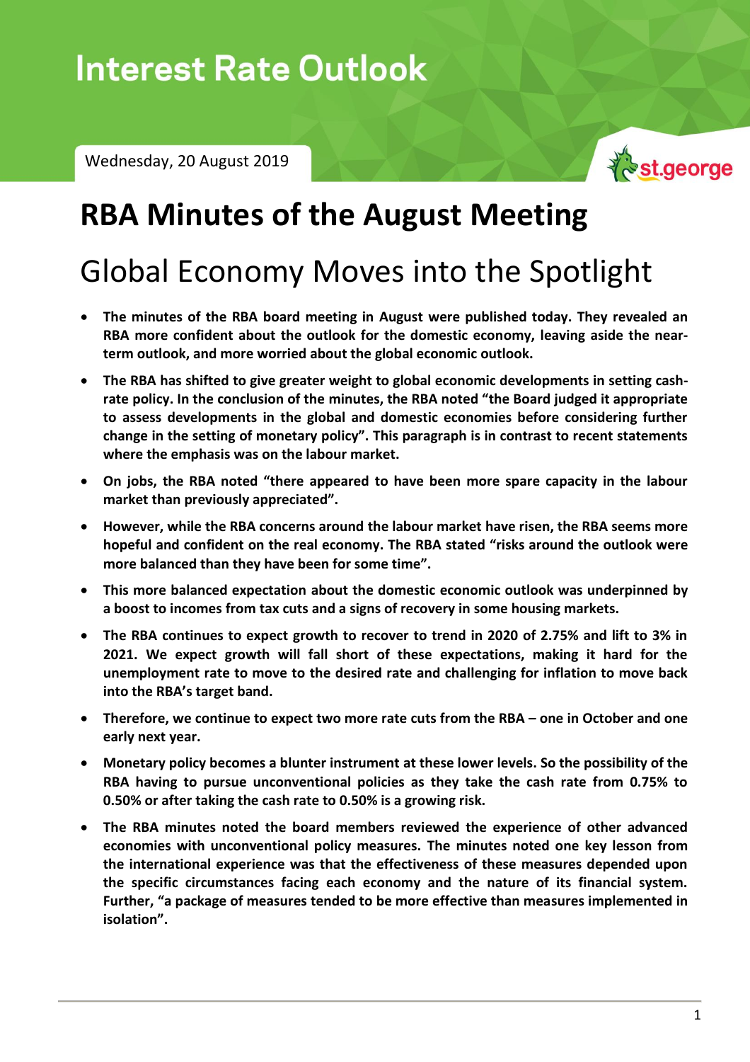# Interest Rate Outlook

Wednesday, 20 August 2019

st.george

# RBA Minutes of the August Meeting

## Global Economy Moves into the Spotlight

- **The minutes of the RBA board meeting in August were published today. They revealed an RBA more confident about the outlook for the domestic economy, leaving aside the near-term outlook, and more worried about the global economic outlook.**
- **The RBA has shifted to give greater weight to global economic developments in setting cash-rate policy. In the conclusion of the minutes, the RBA noted "the Board judged it appropriate to assess developments in the global and domestic economies before considering further change in the setting of monetary policy". This paragraph is in contrast to recent statements where the emphasis was on the labour market.**
- **On jobs, the RBA noted "there appeared to have been more spare capacity in the labour market than previously appreciated".**
- **However, while the RBA concerns around the labour market have risen, the RBA seems more hopeful and confident on the real economy. The RBA stated "risks around the outlook were more balanced than they have been for some time".**
- **This more balanced expectation about the domestic economic outlook was underpinned by a boost to incomes from tax cuts and a signs of recovery in some housing markets.**
- **The RBA continues to expect growth to recover to trend in 2020 of 2.75% and lift to 3% in 2021. We expect growth will fall short of these expectations, making it hard for the unemployment rate to move to the desired rate and challenging for inflation to move back into the RBA's target band.**
- **Therefore, we continue to expect two more rate cuts from the RBA – one in October and one early next year.**
- **Monetary policy becomes a blunter instrument at these lower levels. So the possibility of the RBA having to pursue unconventional policies as they take the cash rate from 0.75% to 0.50% or after taking the cash rate to 0.50% is a growing risk.**
- **The RBA minutes noted the board members reviewed the experience of other advanced economies with unconventional policy measures. The minutes noted one key lesson from the international experience was that the effectiveness of these measures depended upon the specific circumstances facing each economy and the nature of its financial system. Further, "a package of measures tended to be more effective than measures implemented in isolation".**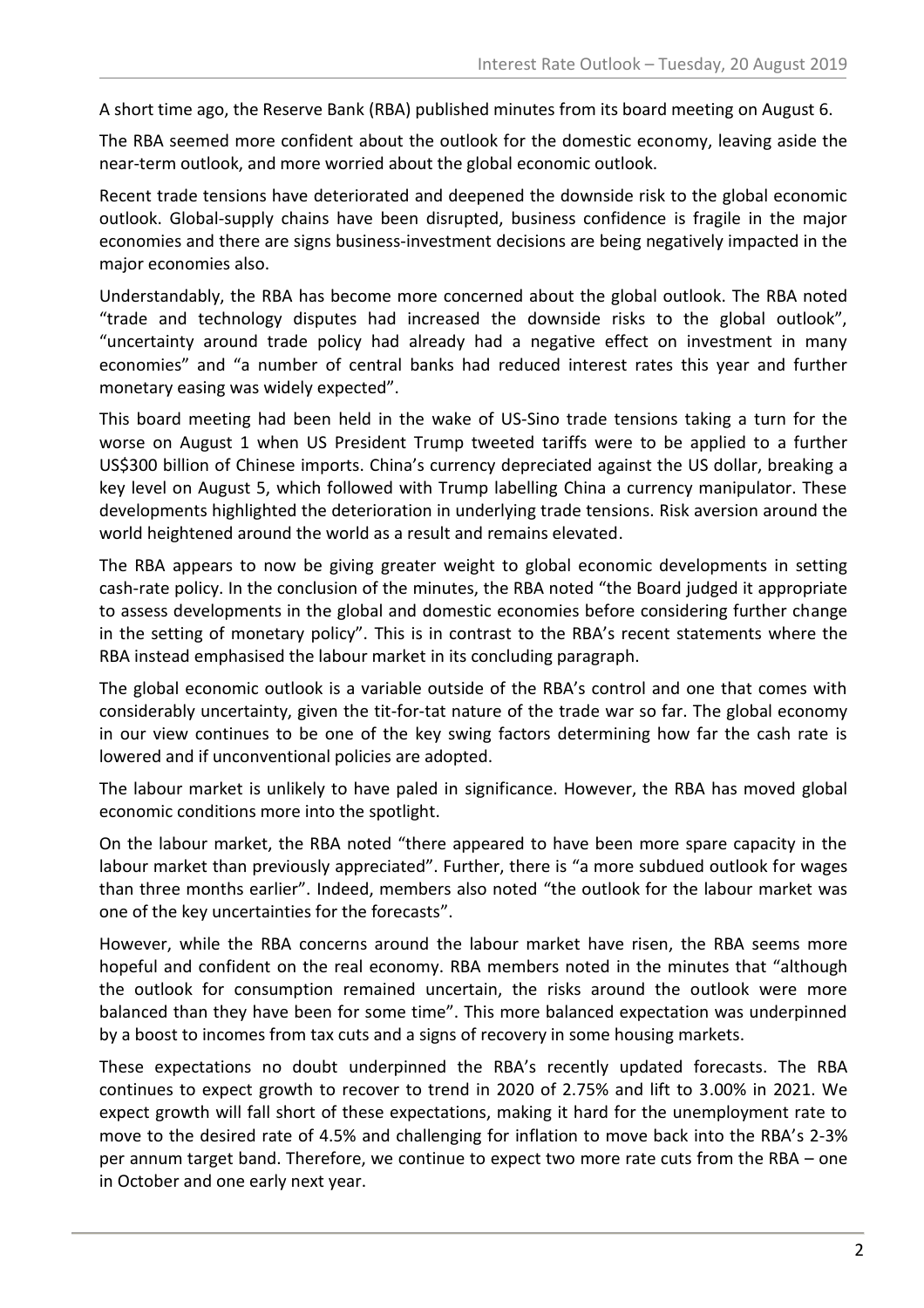A short time ago, the Reserve Bank (RBA) published minutes from its board meeting on August 6.

The RBA seemed more confident about the outlook for the domestic economy, leaving aside the near-term outlook, and more worried about the global economic outlook.

Recent trade tensions have deteriorated and deepened the downside risk to the global economic outlook. Global-supply chains have been disrupted, business confidence is fragile in the major economies and there are signs business-investment decisions are being negatively impacted in the major economies also.

Understandably, the RBA has become more concerned about the global outlook. The RBA noted "trade and technology disputes had increased the downside risks to the global outlook", "uncertainty around trade policy had already had a negative effect on investment in many economies" and "a number of central banks had reduced interest rates this year and further monetary easing was widely expected".

This board meeting had been held in the wake of US-Sino trade tensions taking a turn for the worse on August 1 when US President Trump tweeted tariffs were to be applied to a further US$300 billion of Chinese imports. China's currency depreciated against the US dollar, breaking a key level on August 5, which followed with Trump labelling China a currency manipulator. These developments highlighted the deterioration in underlying trade tensions. Risk aversion around the world heightened around the world as a result and remains elevated.

The RBA appears to now be giving greater weight to global economic developments in setting cash-rate policy. In the conclusion of the minutes, the RBA noted "the Board judged it appropriate to assess developments in the global and domestic economies before considering further change in the setting of monetary policy". This is in contrast to the RBA's recent statements where the RBA instead emphasised the labour market in its concluding paragraph.

The global economic outlook is a variable outside of the RBA's control and one that comes with considerably uncertainty, given the tit-for-tat nature of the trade war so far. The global economy in our view continues to be one of the key swing factors determining how far the cash rate is lowered and if unconventional policies are adopted.

The labour market is unlikely to have paled in significance. However, the RBA has moved global economic conditions more into the spotlight.

On the labour market, the RBA noted "there appeared to have been more spare capacity in the labour market than previously appreciated". Further, there is "a more subdued outlook for wages than three months earlier". Indeed, members also noted "the outlook for the labour market was one of the key uncertainties for the forecasts".

However, while the RBA concerns around the labour market have risen, the RBA seems more hopeful and confident on the real economy. RBA members noted in the minutes that "although the outlook for consumption remained uncertain, the risks around the outlook were more balanced than they have been for some time". This more balanced expectation was underpinned by a boost to incomes from tax cuts and a signs of recovery in some housing markets.

These expectations no doubt underpinned the RBA's recently updated forecasts. The RBA continues to expect growth to recover to trend in 2020 of 2.75% and lift to 3.00% in 2021. We expect growth will fall short of these expectations, making it hard for the unemployment rate to move to the desired rate of 4.5% and challenging for inflation to move back into the RBA's 2-3% per annum target band. Therefore, we continue to expect two more rate cuts from the RBA – one in October and one early next year.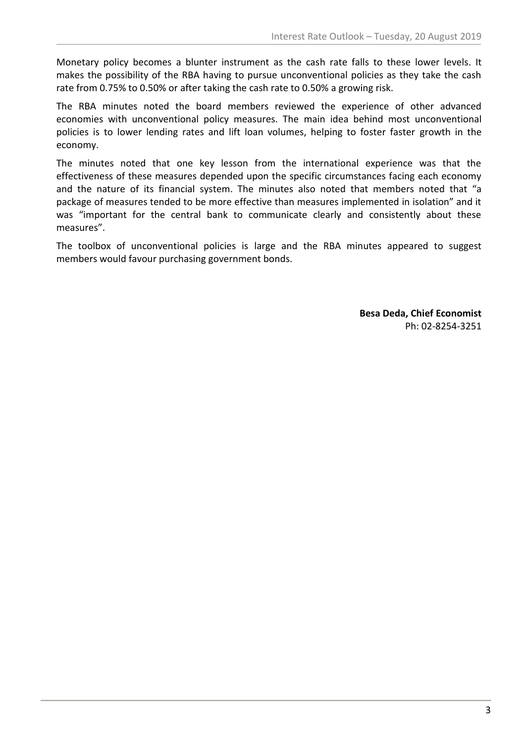Monetary policy becomes a blunter instrument as the cash rate falls to these lower levels. It makes the possibility of the RBA having to pursue unconventional policies as they take the cash rate from 0.75% to 0.50% or after taking the cash rate to 0.50% a growing risk.

The RBA minutes noted the board members reviewed the experience of other advanced economies with unconventional policy measures. The main idea behind most unconventional policies is to lower lending rates and lift loan volumes, helping to foster faster growth in the economy.

The minutes noted that one key lesson from the international experience was that the effectiveness of these measures depended upon the specific circumstances facing each economy and the nature of its financial system. The minutes also noted that members noted that "a package of measures tended to be more effective than measures implemented in isolation" and it was "important for the central bank to communicate clearly and consistently about these measures".

The toolbox of unconventional policies is large and the RBA minutes appeared to suggest members would favour purchasing government bonds.

**Besa Deda, Chief Economist**
Ph: 02-8254-3251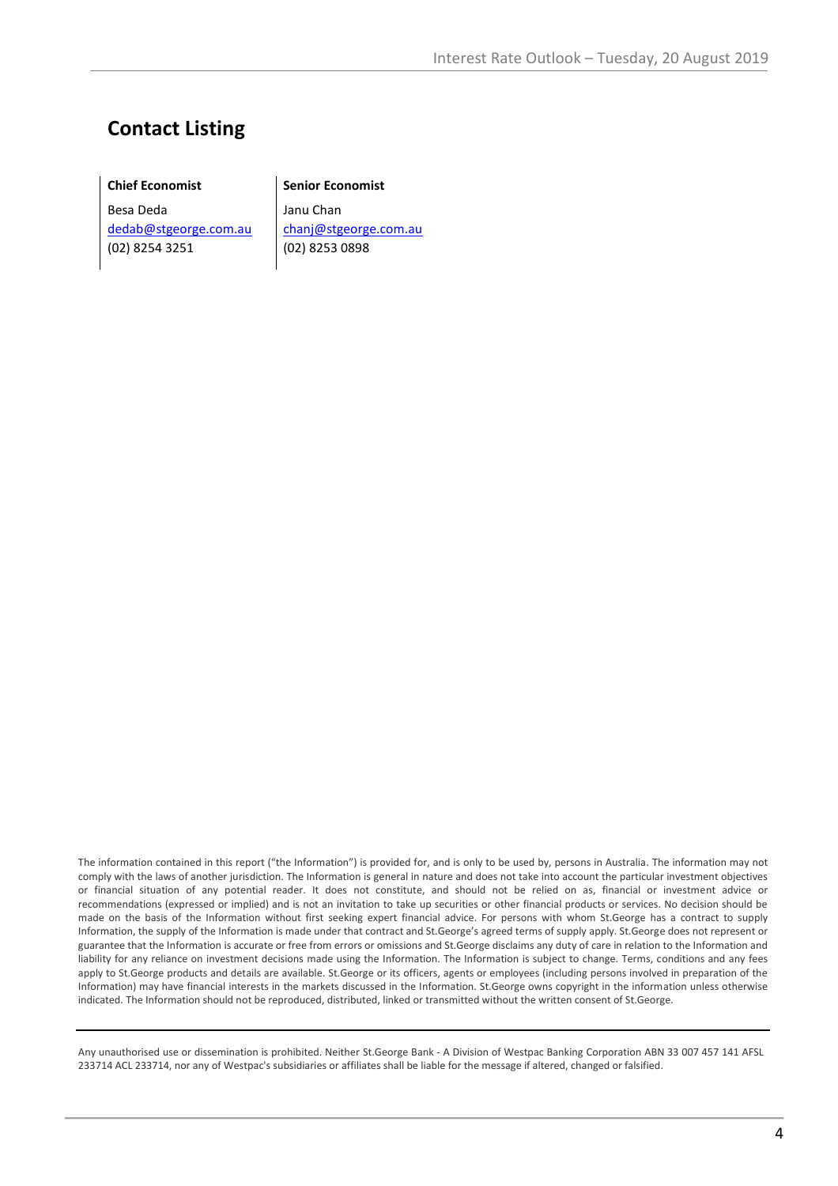## Contact Listing

**Chief Economist**

Besa Deda
dedab@stgeorge.com.au
(02) 8254 3251

**Senior Economist**

Janu Chan
chanj@stgeorge.com.au
(02) 8253 0898

The information contained in this report ("the Information") is provided for, and is only to be used by, persons in Australia. The information may not comply with the laws of another jurisdiction. The Information is general in nature and does not take into account the particular investment objectives or financial situation of any potential reader. It does not constitute, and should not be relied on as, financial or investment advice or recommendations (expressed or implied) and is not an invitation to take up securities or other financial products or services. No decision should be made on the basis of the Information without first seeking expert financial advice. For persons with whom St.George has a contract to supply Information, the supply of the Information is made under that contract and St.George's agreed terms of supply apply. St.George does not represent or guarantee that the Information is accurate or free from errors or omissions and St.George disclaims any duty of care in relation to the Information and liability for any reliance on investment decisions made using the Information. The Information is subject to change. Terms, conditions and any fees apply to St.George products and details are available. St.George or its officers, agents or employees (including persons involved in preparation of the Information) may have financial interests in the markets discussed in the Information. St.George owns copyright in the information unless otherwise indicated. The Information should not be reproduced, distributed, linked or transmitted without the written consent of St.George.

---

Any unauthorised use or dissemination is prohibited. Neither St.George Bank - A Division of Westpac Banking Corporation ABN 33 007 457 141 AFSL 233714 ACL 233714, nor any of Westpac's subsidiaries or affiliates shall be liable for the message if altered, changed or falsified.